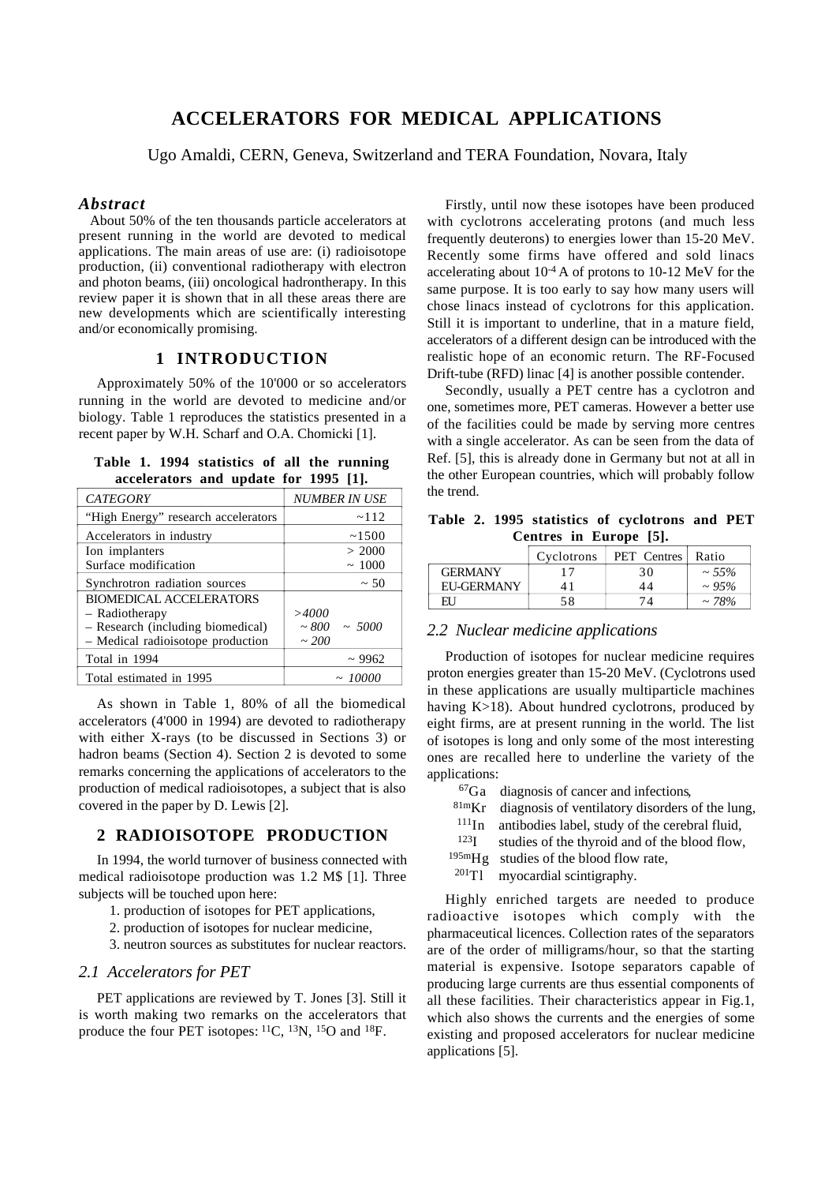# ACCELERATORS FOR MEDICAL APPLICATIONS

Ugo Amaldi, CERN, Geneva, Switzerland and TERA Foundation, Novara, Italy

### *Abstract*

About 50% of the ten thousands particle accelerators at present running in the world are devoted to medical applications. The main areas of use are: (i) radioisotope production, (ii) conventional radiotherapy with electron and photon beams, (iii) oncological hadrontherapy. In this review paper it is shown that in all these areas there are new developments which are scientifically interesting and/or economically promising.

## 1 INTRODUCTION

Approximately 50% of the 10'000 or so accelerators running in the world are devoted to medicine and/or biology. Table 1 reproduces the statistics presented in a recent paper by W.H. Scharf and O.A. Chomicki [1].

**Table 1. 1994 statistics of all the running accelerators and update for 1995 [1].**

| *CATEGORY* | *NUMBER IN USE* |
|---|---|
| "High Energy" research accelerators | ~112 |
| Accelerators in industry | ~1500 |
| Ion implanters<br>Surface modification | > 2000<br>~ 1000 |
| Synchrotron radiation sources | ~ 50 |
| BIOMEDICAL ACCELERATORS<br>– Radiotherapy<br>– Research (including biomedical)<br>– Medical radioisotope production | <br>*>4000*<br>*~ 800*   *~ 5000*<br>*~ 200* |
| Total in 1994 | ~ 9962 |
| Total estimated in 1995 | *~ 10000* |

As shown in Table 1, 80% of all the biomedical accelerators (4'000 in 1994) are devoted to radiotherapy with either X-rays (to be discussed in Sections 3) or hadron beams (Section 4). Section 2 is devoted to some remarks concerning the applications of accelerators to the production of medical radioisotopes, a subject that is also covered in the paper by D. Lewis [2].

## 2 RADIOISOTOPE PRODUCTION

In 1994, the world turnover of business connected with medical radioisotope production was 1.2 M$ [1]. Three subjects will be touched upon here:

1. production of isotopes for PET applications,
2. production of isotopes for nuclear medicine,
3. neutron sources as substitutes for nuclear reactors.

### *2.1 Accelerators for PET*

PET applications are reviewed by T. Jones [3]. Still it is worth making two remarks on the accelerators that produce the four PET isotopes: $^{11}C$, $^{13}N$, $^{15}O$ and $^{18}F$.

Firstly, until now these isotopes have been produced with cyclotrons accelerating protons (and much less frequently deuterons) to energies lower than 15-20 MeV. Recently some firms have offered and sold linacs accelerating about $10^{-4}$ A of protons to 10-12 MeV for the same purpose. It is too early to say how many users will chose linacs instead of cyclotrons for this application. Still it is important to underline, that in a mature field, accelerators of a different design can be introduced with the realistic hope of an economic return. The RF-Focused Drift-tube (RFD) linac [4] is another possible contender.

Secondly, usually a PET centre has a cyclotron and one, sometimes more, PET cameras. However a better use of the facilities could be made by serving more centres with a single accelerator. As can be seen from the data of Ref. [5], this is already done in Germany but not at all in the other European countries, which will probably follow the trend.

**Table 2. 1995 statistics of cyclotrons and PET Centres in Europe [5].**

| | Cyclotrons | PET Centres | Ratio |
|---|---|---|---|
| GERMANY | 17 | 30 | *~ 55%* |
| EU-GERMANY | 41 | 44 | *~ 95%* |
| EU | 58 | 74 | *~ 78%* |

### *2.2 Nuclear medicine applications*

Production of isotopes for nuclear medicine requires proton energies greater than 15-20 MeV. (Cyclotrons used in these applications are usually multiparticle machines having K>18). About hundred cyclotrons, produced by eight firms, are at present running in the world. The list of isotopes is long and only some of the most interesting ones are recalled here to underline the variety of the applications:

- $^{67}Ga$ diagnosis of cancer and infections,
- $^{81m}Kr$ diagnosis of ventilatory disorders of the lung,
- $^{111}In$ antibodies label, study of the cerebral fluid,
- $^{123}I$ studies of the thyroid and of the blood flow,
- $^{195m}Hg$ studies of the blood flow rate,
- $^{201}Tl$ myocardial scintigraphy.

Highly enriched targets are needed to produce radioactive isotopes which comply with the pharmaceutical licences. Collection rates of the separators are of the order of milligrams/hour, so that the starting material is expensive. Isotope separators capable of producing large currents are thus essential components of all these facilities. Their characteristics appear in Fig.1, which also shows the currents and the energies of some existing and proposed accelerators for nuclear medicine applications [5].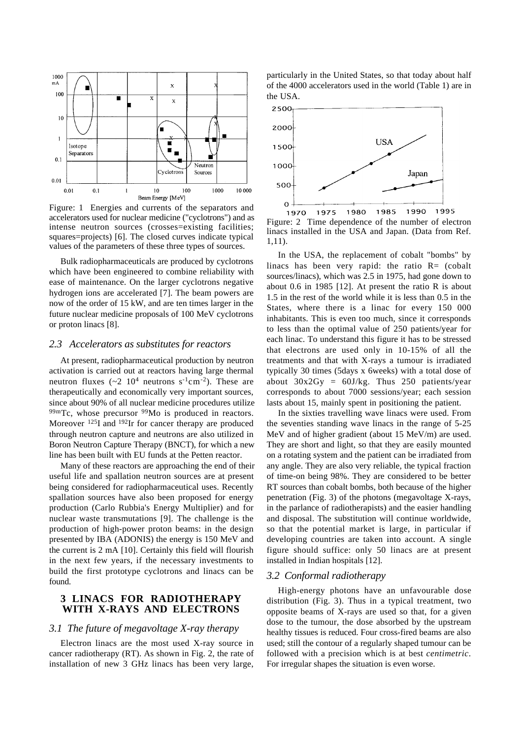Figure: 1 Energies and currents of the separators and accelerators used for nuclear medicine ("cyclotrons") and as intense neutron sources (crosses=existing facilities; squares=projects) [6]. The closed curves indicate typical values of the parameters of these three types of sources.

Bulk radiopharmaceuticals are produced by cyclotrons which have been engineered to combine reliability with ease of maintenance. On the larger cyclotrons negative hydrogen ions are accelerated [7]. The beam powers are now of the order of 15 kW, and are ten times larger in the future nuclear medicine proposals of 100 MeV cyclotrons or proton linacs [8].

### *2.3 Accelerators as substitutes for reactors*

At present, radiopharmaceutical production by neutron activation is carried out at reactors having large thermal neutron fluxes (~2 $10^4$ neutrons $s^{-1}cm^{-2}$). These are therapeutically and economically very important sources, since about 90% of all nuclear medicine procedures utilize $^{99m}$Tc, whose precursor $^{99}$Mo is produced in reactors. Moreover $^{125}$I and $^{192}$Ir for cancer therapy are produced through neutron capture and neutrons are also utilized in Boron Neutron Capture Therapy (BNCT), for which a new line has been built with EU funds at the Petten reactor.

Many of these reactors are approaching the end of their useful life and spallation neutron sources are at present being considered for radiopharmaceutical uses. Recently spallation sources have also been proposed for energy production (Carlo Rubbia's Energy Multiplier) and for nuclear waste transmutations [9]. The challenge is the production of high-power proton beams: in the design presented by IBA (ADONIS) the energy is 150 MeV and the current is 2 mA [10]. Certainly this field will flourish in the next few years, if the necessary investments to build the first prototype cyclotrons and linacs can be found.

## 3 LINACS FOR RADIOTHERAPY WITH X-RAYS AND ELECTRONS

### *3.1 The future of megavoltage X-ray therapy*

Electron linacs are the most used X-ray source in cancer radiotherapy (RT). As shown in Fig. 2, the rate of installation of new 3 GHz linacs has been very large, particularly in the United States, so that today about half of the 4000 accelerators used in the world (Table 1) are in the USA.

Figure: 2 Time dependence of the number of electron linacs installed in the USA and Japan. (Data from Ref. 1,11).

In the USA, the replacement of cobalt "bombs" by linacs has been very rapid: the ratio R= (cobalt sources/linacs), which was 2.5 in 1975, had gone down to about 0.6 in 1985 [12]. At present the ratio R is about 1.5 in the rest of the world while it is less than 0.5 in the States, where there is a linac for every 150 000 inhabitants. This is even too much, since it corresponds to less than the optimal value of 250 patients/year for each linac. To understand this figure it has to be stressed that electrons are used only in 10-15% of all the treatments and that with X-rays a tumour is irradiated typically 30 times (5days x 6weeks) with a total dose of about 30x2Gy = 60J/kg. Thus 250 patients/year corresponds to about 7000 sessions/year; each session lasts about 15, mainly spent in positioning the patient.

In the sixties travelling wave linacs were used. From the seventies standing wave linacs in the range of 5-25 MeV and of higher gradient (about 15 MeV/m) are used. They are short and light, so that they are easily mounted on a rotating system and the patient can be irradiated from any angle. They are also very reliable, the typical fraction of time-on being 98%. They are considered to be better RT sources than cobalt bombs, both because of the higher penetration (Fig. 3) of the photons (megavoltage X-rays, in the parlance of radiotherapists) and the easier handling and disposal. The substitution will continue worldwide, so that the potential market is large, in particular if developing countries are taken into account. A single figure should suffice: only 50 linacs are at present installed in Indian hospitals [12].

### *3.2 Conformal radiotherapy*

High-energy photons have an unfavourable dose distribution (Fig. 3). Thus in a typical treatment, two opposite beams of X-rays are used so that, for a given dose to the tumour, the dose absorbed by the upstream healthy tissues is reduced. Four cross-fired beams are also used; still the contour of a regularly shaped tumour can be followed with a precision which is at best *centimetric*. For irregular shapes the situation is even worse.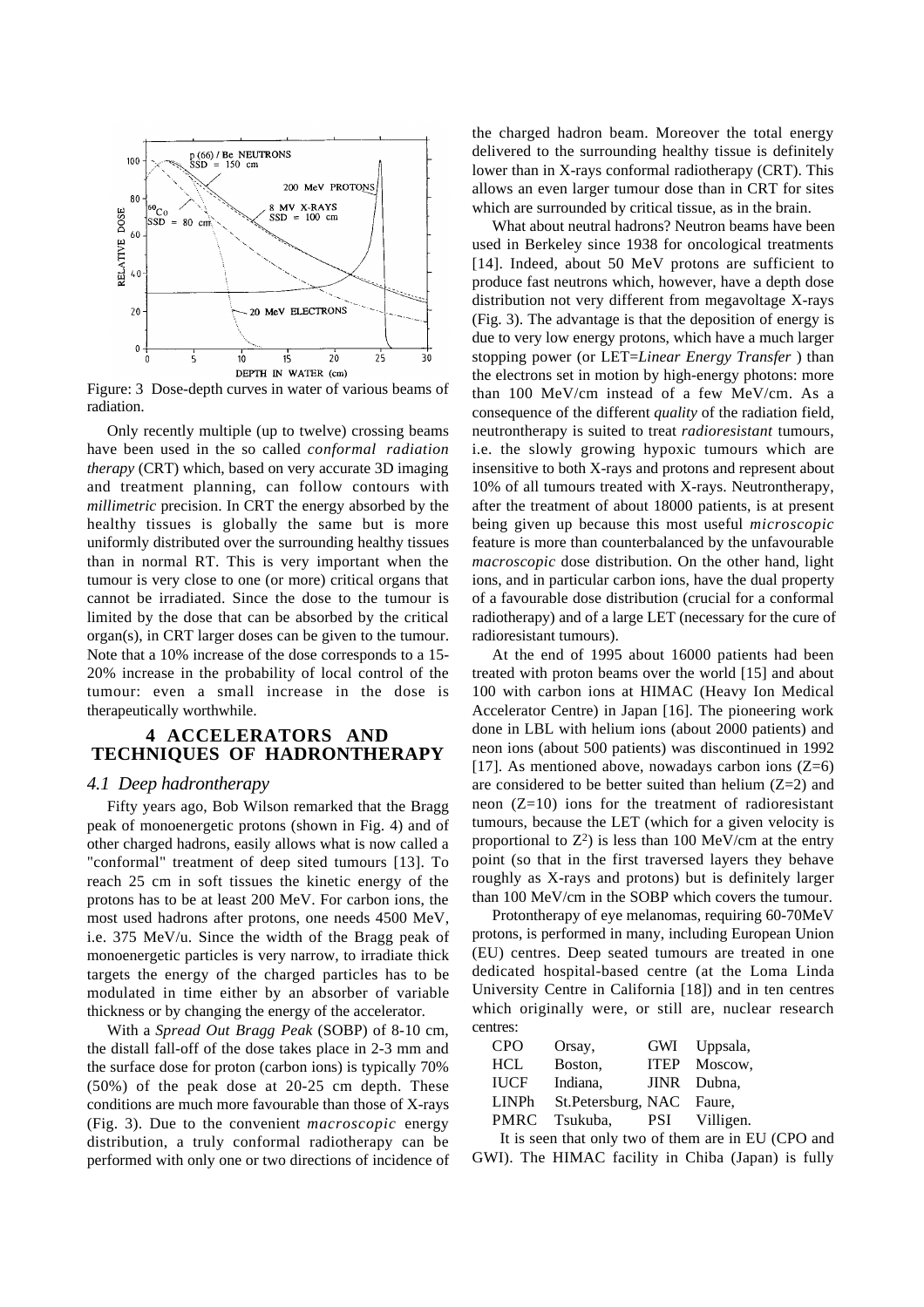Figure: 3 Dose-depth curves in water of various beams of radiation.

Only recently multiple (up to twelve) crossing beams have been used in the so called *conformal radiation therapy* (CRT) which, based on very accurate 3D imaging and treatment planning, can follow contours with *millimetric* precision. In CRT the energy absorbed by the healthy tissues is globally the same but is more uniformly distributed over the surrounding healthy tissues than in normal RT. This is very important when the tumour is very close to one (or more) critical organs that cannot be irradiated. Since the dose to the tumour is limited by the dose that can be absorbed by the critical organ(s), in CRT larger doses can be given to the tumour. Note that a 10% increase of the dose corresponds to a 15-20% increase in the probability of local control of the tumour: even a small increase in the dose is therapeutically worthwhile.

## 4 ACCELERATORS AND TECHNIQUES OF HADRONTHERAPY

### *4.1 Deep hadrontherapy*

Fifty years ago, Bob Wilson remarked that the Bragg peak of monoenergetic protons (shown in Fig. 4) and of other charged hadrons, easily allows what is now called a "conformal" treatment of deep sited tumours [13]. To reach 25 cm in soft tissues the kinetic energy of the protons has to be at least 200 MeV. For carbon ions, the most used hadrons after protons, one needs 4500 MeV, i.e. 375 MeV/u. Since the width of the Bragg peak of monoenergetic particles is very narrow, to irradiate thick targets the energy of the charged particles has to be modulated in time either by an absorber of variable thickness or by changing the energy of the accelerator.

With a *Spread Out Bragg Peak* (SOBP) of 8-10 cm, the distall fall-off of the dose takes place in 2-3 mm and the surface dose for proton (carbon ions) is typically 70% (50%) of the peak dose at 20-25 cm depth. These conditions are much more favourable than those of X-rays (Fig. 3). Due to the convenient *macroscopic* energy distribution, a truly conformal radiotherapy can be performed with only one or two directions of incidence of the charged hadron beam. Moreover the total energy delivered to the surrounding healthy tissue is definitely lower than in X-rays conformal radiotherapy (CRT). This allows an even larger tumour dose than in CRT for sites which are surrounded by critical tissue, as in the brain.

What about neutral hadrons? Neutron beams have been used in Berkeley since 1938 for oncological treatments [14]. Indeed, about 50 MeV protons are sufficient to produce fast neutrons which, however, have a depth dose distribution not very different from megavoltage X-rays (Fig. 3). The advantage is that the deposition of energy is due to very low energy protons, which have a much larger stopping power (or LET=*Linear Energy Transfer* ) than the electrons set in motion by high-energy photons: more than 100 MeV/cm instead of a few MeV/cm. As a consequence of the different *quality* of the radiation field, neutrontherapy is suited to treat *radioresistant* tumours, i.e. the slowly growing hypoxic tumours which are insensitive to both X-rays and protons and represent about 10% of all tumours treated with X-rays. Neutrontherapy, after the treatment of about 18000 patients, is at present being given up because this most useful *microscopic* feature is more than counterbalanced by the unfavourable *macroscopic* dose distribution. On the other hand, light ions, and in particular carbon ions, have the dual property of a favourable dose distribution (crucial for a conformal radiotherapy) and of a large LET (necessary for the cure of radioresistant tumours).

At the end of 1995 about 16000 patients had been treated with proton beams over the world [15] and about 100 with carbon ions at HIMAC (Heavy Ion Medical Accelerator Centre) in Japan [16]. The pioneering work done in LBL with helium ions (about 2000 patients) and neon ions (about 500 patients) was discontinued in 1992 [17]. As mentioned above, nowadays carbon ions ($Z=6$) are considered to be better suited than helium ($Z=2$) and neon ($Z=10$) ions for the treatment of radioresistant tumours, because the LET (which for a given velocity is proportional to $Z^2$) is less than 100 MeV/cm at the entry point (so that in the first traversed layers they behave roughly as X-rays and protons) but is definitely larger than 100 MeV/cm in the SOBP which covers the tumour.

Protontherapy of eye melanomas, requiring 60-70MeV protons, is performed in many, including European Union (EU) centres. Deep seated tumours are treated in one dedicated hospital-based centre (at the Loma Linda University Centre in California [18]) and in ten centres which originally were, or still are, nuclear research centres:

| | | | |
|---|---|---|---|
| CPO | Orsay, | GWI | Uppsala, |
| HCL | Boston, | ITEP | Moscow, |
| IUCF | Indiana, | JINR | Dubna, |
| LINPh | St.Petersburg, | NAC | Faure, |
| PMRC | Tsukuba, | PSI | Villigen. |

It is seen that only two of them are in EU (CPO and GWI). The HIMAC facility in Chiba (Japan) is fully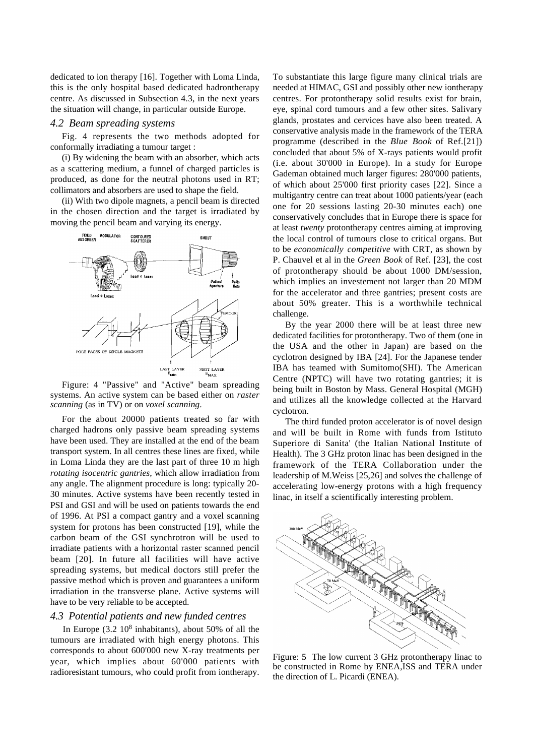dedicated to ion therapy [16]. Together with Loma Linda, this is the only hospital based dedicated hadrontherapy centre. As discussed in Subsection 4.3, in the next years the situation will change, in particular outside Europe.

### 4.2 Beam spreading systems

Fig. 4 represents the two methods adopted for conformally irradiating a tumour target :

(i) By widening the beam with an absorber, which acts as a scattering medium, a funnel of charged particles is produced, as done for the neutral photons used in RT; collimators and absorbers are used to shape the field.

(ii) With two dipole magnets, a pencil beam is directed in the chosen direction and the target is irradiated by moving the pencil beam and varying its energy.

Figure: 4 "Passive" and "Active" beam spreading systems. An active system can be based either on *raster scanning* (as in TV) or on *voxel scanning*.

For the about 20000 patients treated so far with charged hadrons only passive beam spreading systems have been used. They are installed at the end of the beam transport system. In all centres these lines are fixed, while in Loma Linda they are the last part of three 10 m high *rotating isocentric gantries,* which allow irradiation from any angle. The alignment procedure is long: typically 20-30 minutes. Active systems have been recently tested in PSI and GSI and will be used on patients towards the end of 1996. At PSI a compact gantry and a voxel scanning system for protons has been constructed [19], while the carbon beam of the GSI synchrotron will be used to irradiate patients with a horizontal raster scanned pencil beam [20]. In future all facilities will have active spreading systems, but medical doctors still prefer the passive method which is proven and guarantees a uniform irradiation in the transverse plane. Active systems will have to be very reliable to be accepted.

### 4.3 Potential patients and new funded centres

In Europe ($3.2\ 10^8$ inhabitants), about 50% of all the tumours are irradiated with high energy photons. This corresponds to about 600'000 new X-ray treatments per year, which implies about 60'000 patients with radioresistant tumours, who could profit from iontherapy. To substantiate this large figure many clinical trials are needed at HIMAC, GSI and possibly other new iontherapy centres. For protontherapy solid results exist for brain, eye, spinal cord tumours and a few other sites. Salivary glands, prostates and cervices have also been treated. A conservative analysis made in the framework of the TERA programme (described in the *Blue Book* of Ref.[21]) concluded that about 5% of X-rays patients would profit (i.e. about 30'000 in Europe). In a study for Europe Gademan obtained much larger figures: 280'000 patients, of which about 25'000 first priority cases [22]. Since a multigantry centre can treat about 1000 patients/year (each one for 20 sessions lasting 20-30 minutes each) one conservatively concludes that in Europe there is space for at least *twenty* protontherapy centres aiming at improving the local control of tumours close to critical organs. But to be *economically competitive* with CRT, as shown by P. Chauvel et al in the *Green Book* of Ref. [23], the cost of protontherapy should be about 1000 DM/session, which implies an investement not larger than 20 MDM for the accelerator and three gantries; present costs are about 50% greater. This is a worthwhile technical challenge.

By the year 2000 there will be at least three new dedicated facilities for protontherapy. Two of them (one in the USA and the other in Japan) are based on the cyclotron designed by IBA [24]. For the Japanese tender IBA has teamed with Sumitomo(SHI). The American Centre (NPTC) will have two rotating gantries; it is being built in Boston by Mass. General Hospital (MGH) and utilizes all the knowledge collected at the Harvard cyclotron.

The third funded proton accelerator is of novel design and will be built in Rome with funds from Istituto Superiore di Sanita' (the Italian National Institute of Health). The 3 GHz proton linac has been designed in the framework of the TERA Collaboration under the leadership of M.Weiss [25,26] and solves the challenge of accelerating low-energy protons with a high frequency linac, in itself a scientifically interesting problem.

Figure: 5 The low current 3 GHz protontherapy linac to be constructed in Rome by ENEA,ISS and TERA under the direction of L. Picardi (ENEA).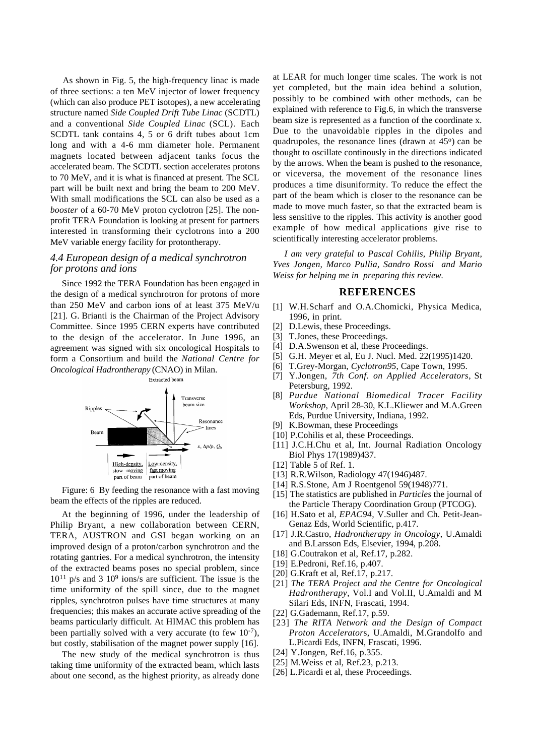As shown in Fig. 5, the high-frequency linac is made of three sections: a ten MeV injector of lower frequency (which can also produce PET isotopes), a new accelerating structure named *Side Coupled Drift Tube Linac* (SCDTL) and a conventional *Side Coupled Linac* (SCL). Each SCDTL tank contains 4, 5 or 6 drift tubes about 1cm long and with a 4-6 mm diameter hole. Permanent magnets located between adjacent tanks focus the accelerated beam. The SCDTL section accelerates protons to 70 MeV, and it is what is financed at present. The SCL part will be built next and bring the beam to 200 MeV. With small modifications the SCL can also be used as a *booster* of a 60-70 MeV proton cyclotron [25]. The non-profit TERA Foundation is looking at present for partners interested in transforming their cyclotrons into a 200 MeV variable energy facility for protontherapy.

### *4.4 European design of a medical synchrotron for protons and ions*

Since 1992 the TERA Foundation has been engaged in the design of a medical synchrotron for protons of more than 250 MeV and carbon ions of at least 375 MeV/u [21]. G. Brianti is the Chairman of the Project Advisory Committee. Since 1995 CERN experts have contributed to the design of the accelerator. In June 1996, an agreement was signed with six oncological Hospitals to form a Consortium and build the *National Centre for Oncological Hadrontherapy* (CNAO) in Milan.

Extracted beam
Transverse beam size
Ripples
Resonance lines
Beam
$x$, $\Delta p/p$, $Q_h$
High-density, slow-moving part of beam
Low-density, fast moving part of beam

Figure: 6 By feeding the resonance with a fast moving beam the effects of the ripples are reduced.

At the beginning of 1996, under the leadership of Philip Bryant, a new collaboration between CERN, TERA, AUSTRON and GSI began working on an improved design of a proton/carbon synchrotron and the rotating gantries. For a medical synchrotron, the intensity of the extracted beams poses no special problem, since $10^{11}$ p/s and 3 $10^{9}$ ions/s are sufficient. The issue is the time uniformity of the spill since, due to the magnet ripples, synchrotron pulses have time structures at many frequencies; this makes an accurate active spreading of the beams particularly difficult. At HIMAC this problem has been partially solved with a very accurate (to few $10^{-7}$), but costly, stabilisation of the magnet power supply [16].

The new study of the medical synchrotron is thus taking time uniformity of the extracted beam, which lasts about one second, as the highest priority, as already done at LEAR for much longer time scales. The work is not yet completed, but the main idea behind a solution, possibly to be combined with other methods, can be explained with reference to Fig.6, in which the transverse beam size is represented as a function of the coordinate x. Due to the unavoidable ripples in the dipoles and quadrupoles, the resonance lines (drawn at 45°) can be thought to oscillate continously in the directions indicated by the arrows. When the beam is pushed to the resonance, or viceversa, the movement of the resonance lines produces a time disuniformity. To reduce the effect the part of the beam which is closer to the resonance can be made to move much faster, so that the extracted beam is less sensitive to the ripples. This activity is another good example of how medical applications give rise to scientifically interesting accelerator problems.

*I am very grateful to Pascal Cohilis, Philip Bryant, Yves Jongen, Marco Pullia, Sandro Rossi and Mario Weiss for helping me in preparing this review.*

## REFERENCES

[1] W.H.Scharf and O.A.Chomicki, Physica Medica, 1996, in print.
[2] D.Lewis, these Proceedings.
[3] T.Jones, these Proceedings.
[4] D.A.Swenson et al, these Proceedings.
[5] G.H. Meyer et al, Eu J. Nucl. Med. 22(1995)1420.
[6] T.Grey-Morgan, *Cyclotron95*, Cape Town, 1995.
[7] Y.Jongen, *7th Conf. on Applied Accelerators*, St Petersburg, 1992.
[8] *Purdue National Biomedical Tracer Facility Workshop*, April 28-30, K.L.Kliewer and M.A.Green Eds, Purdue University, Indiana, 1992.
[9] K.Bowman, these Proceedings
[10] P.Cohilis et al, these Proceedings.
[11] J.C.H.Chu et al, Int. Journal Radiation Oncology Biol Phys 17(1989)437.
[12] Table 5 of Ref. 1.
[13] R.R.Wilson, Radiology 47(1946)487.
[14] R.S.Stone, Am J Roentgenol 59(1948)771.
[15] The statistics are published in *Particles* the journal of the Particle Therapy Coordination Group (PTCOG).
[16] H.Sato et al, *EPAC94*, V.Suller and Ch. Petit-Jean-Genaz Eds, World Scientific, p.417.
[17] J.R.Castro, *Hadrontherapy in Oncology*, U.Amaldi and B.Larsson Eds, Elsevier, 1994, p.208.
[18] G.Coutrakon et al, Ref.17, p.282.
[19] E.Pedroni, Ref.16, p.407.
[20] G.Kraft et al, Ref.17, p.217.
[21] *The TERA Project and the Centre for Oncological Hadrontherapy*, Vol.I and Vol.II, U.Amaldi and M Silari Eds, INFN, Frascati, 1994.
[22] G.Gademann, Ref.17, p.59.
[23] *The RITA Network and the Design of Compact Proton Accelerators*, U.Amaldi, M.Grandolfo and L.Picardi Eds, INFN, Frascati, 1996.
[24] Y.Jongen, Ref.16, p.355.
[25] M.Weiss et al, Ref.23, p.213.
[26] L.Picardi et al, these Proceedings.